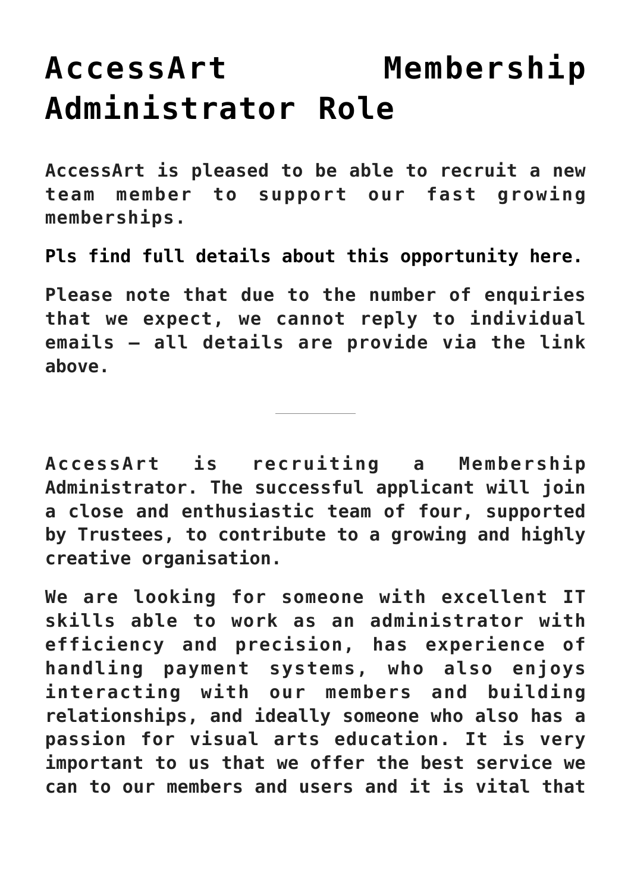# AccessArt Membership Administrator Role

**AccessArt is pleased to be able to recruit a new team member to support our fast growing memberships.**

**Pls find full details about this opportunity here.**

**Please note that due to the number of enquiries that we expect, we cannot reply to individual emails – all details are provide via the link above.**

---

**AccessArt is recruiting a Membership Administrator. The successful applicant will join a close and enthusiastic team of four, supported by Trustees, to contribute to a growing and highly creative organisation.**

**We are looking for someone with excellent IT skills able to work as an administrator with efficiency and precision, has experience of handling payment systems, who also enjoys interacting with our members and building relationships, and ideally someone who also has a passion for visual arts education. It is very important to us that we offer the best service we can to our members and users and it is vital that**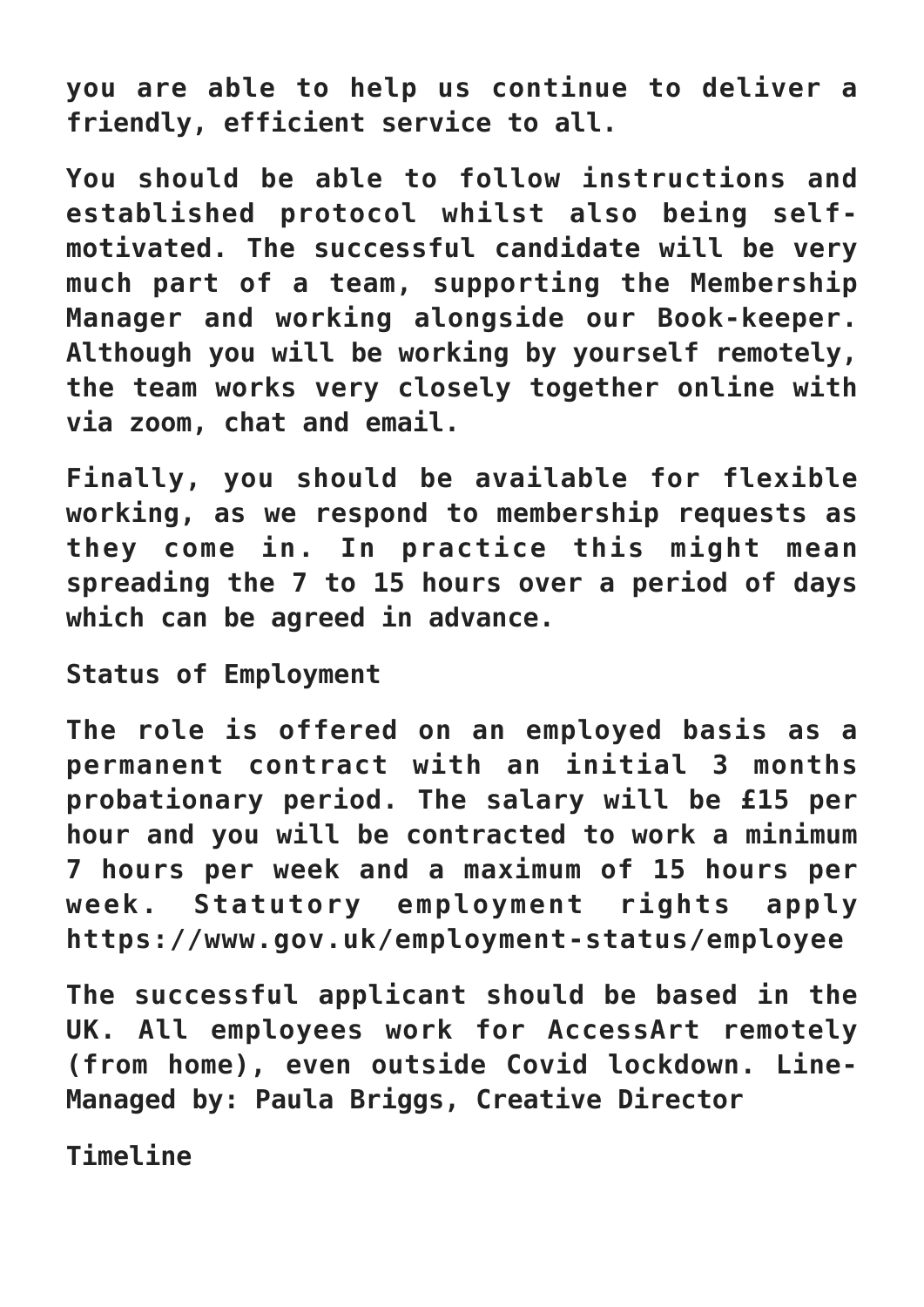you are able to help us continue to deliver a friendly, efficient service to all.

You should be able to follow instructions and established protocol whilst also being self-motivated. The successful candidate will be very much part of a team, supporting the Membership Manager and working alongside our Book-keeper. Although you will be working by yourself remotely, the team works very closely together online with via zoom, chat and email.

Finally, you should be available for flexible working, as we respond to membership requests as they come in. In practice this might mean spreading the 7 to 15 hours over a period of days which can be agreed in advance.

## Status of Employment

The role is offered on an employed basis as a permanent contract with an initial 3 months probationary period. The salary will be £15 per hour and you will be contracted to work a minimum 7 hours per week and a maximum of 15 hours per week. Statutory employment rights apply https://www.gov.uk/employment-status/employee

The successful applicant should be based in the UK. All employees work for AccessArt remotely (from home), even outside Covid lockdown. Line-Managed by: Paula Briggs, Creative Director

## Timeline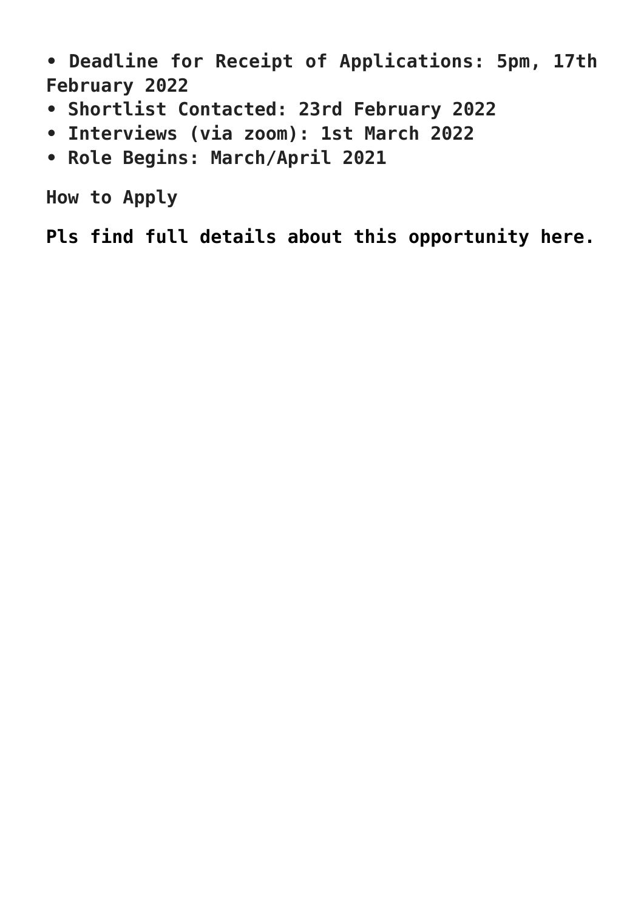- **Deadline for Receipt of Applications: 5pm, 17th February 2022**
- **Shortlist Contacted: 23rd February 2022**
- **Interviews (via zoom): 1st March 2022**
- **Role Begins: March/April 2021**

**How to Apply**

**Pls find full details about this opportunity here.**